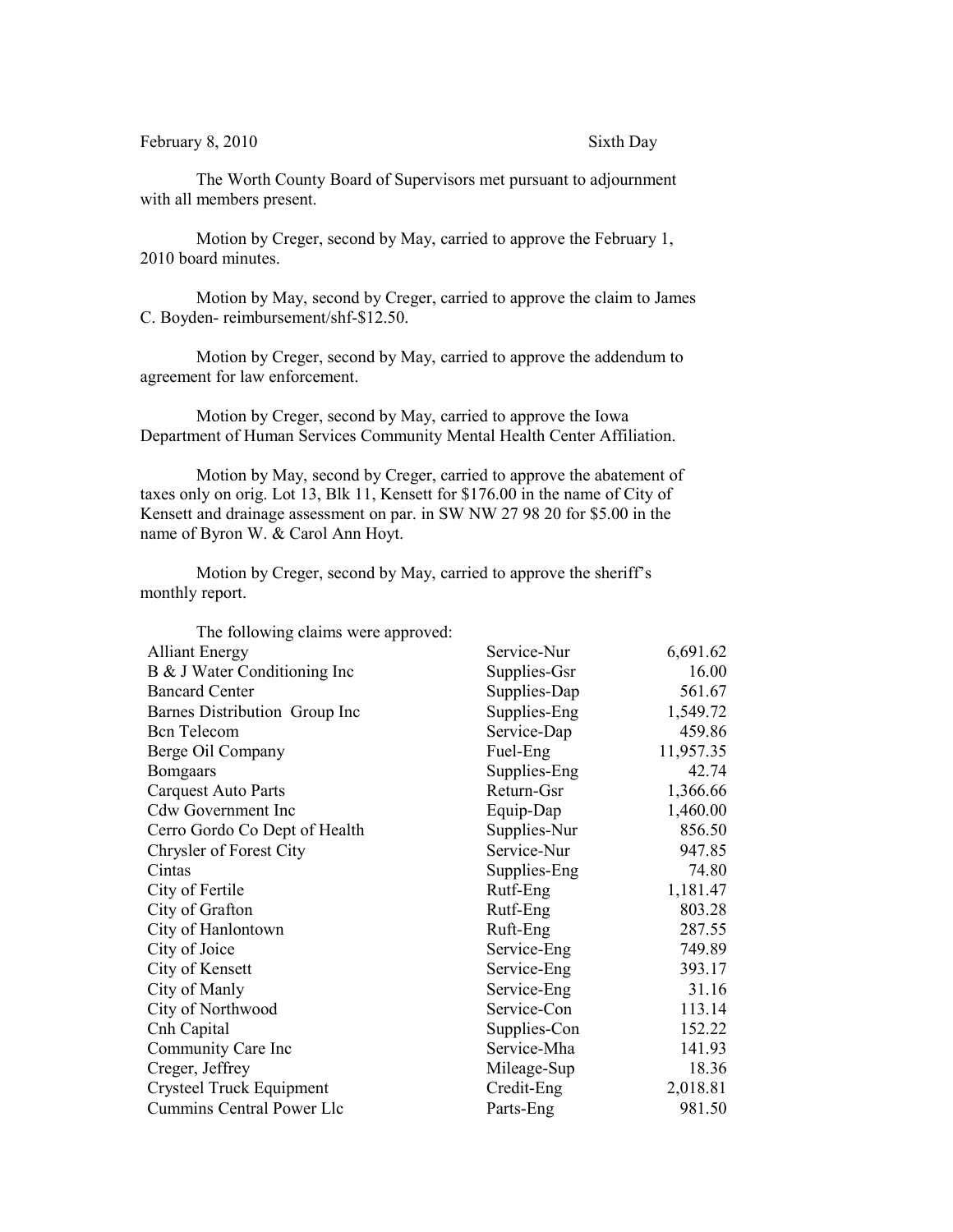February 8, 2010 Sixth Day

The Worth County Board of Supervisors met pursuant to adjournment with all members present.

Motion by Creger, second by May, carried to approve the February 1, 2010 board minutes.

Motion by May, second by Creger, carried to approve the claim to James C. Boyden- reimbursement/shf-$12.50.

Motion by Creger, second by May, carried to approve the addendum to agreement for law enforcement.

Motion by Creger, second by May, carried to approve the Iowa Department of Human Services Community Mental Health Center Affiliation.

Motion by May, second by Creger, carried to approve the abatement of taxes only on orig. Lot 13, Blk 11, Kensett for $176.00 in the name of City of Kensett and drainage assessment on par. in SW NW 27 98 20 for $5.00 in the name of Byron W. & Carol Ann Hoyt.

Motion by Creger, second by May, carried to approve the sheriff's monthly report.

The following claims were approved:

| | | |
|---|---|---|
| Alliant Energy | Service-Nur | 6,691.62 |
| B & J Water Conditioning Inc | Supplies-Gsr | 16.00 |
| Bancard Center | Supplies-Dap | 561.67 |
| Barnes Distribution Group Inc | Supplies-Eng | 1,549.72 |
| Bcn Telecom | Service-Dap | 459.86 |
| Berge Oil Company | Fuel-Eng | 11,957.35 |
| Bomgaars | Supplies-Eng | 42.74 |
| Carquest Auto Parts | Return-Gsr | 1,366.66 |
| Cdw Government Inc | Equip-Dap | 1,460.00 |
| Cerro Gordo Co Dept of Health | Supplies-Nur | 856.50 |
| Chrysler of Forest City | Service-Nur | 947.85 |
| Cintas | Supplies-Eng | 74.80 |
| City of Fertile | Rutf-Eng | 1,181.47 |
| City of Grafton | Rutf-Eng | 803.28 |
| City of Hanlontown | Ruft-Eng | 287.55 |
| City of Joice | Service-Eng | 749.89 |
| City of Kensett | Service-Eng | 393.17 |
| City of Manly | Service-Eng | 31.16 |
| City of Northwood | Service-Con | 113.14 |
| Cnh Capital | Supplies-Con | 152.22 |
| Community Care Inc | Service-Mha | 141.93 |
| Creger, Jeffrey | Mileage-Sup | 18.36 |
| Crysteel Truck Equipment | Credit-Eng | 2,018.81 |
| Cummins Central Power Llc | Parts-Eng | 981.50 |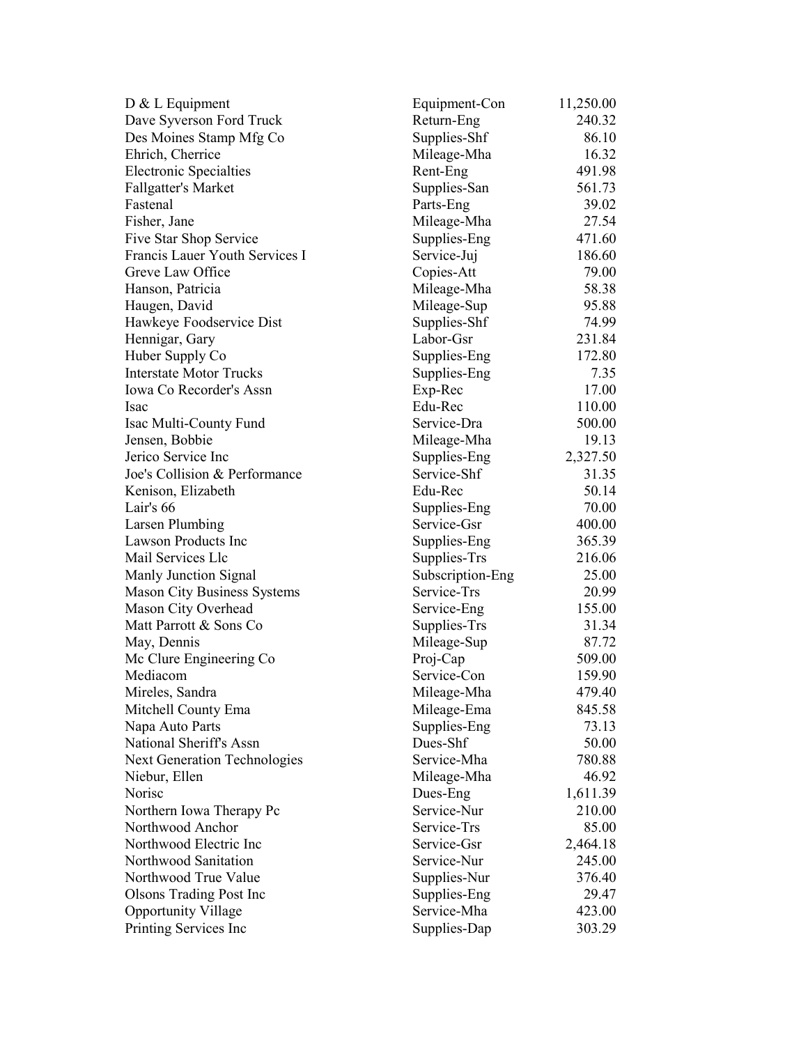| | | |
|---|---|---|
| D & L Equipment | Equipment-Con | 11,250.00 |
| Dave Syverson Ford Truck | Return-Eng | 240.32 |
| Des Moines Stamp Mfg Co | Supplies-Shf | 86.10 |
| Ehrich, Cherrice | Mileage-Mha | 16.32 |
| Electronic Specialties | Rent-Eng | 491.98 |
| Fallgatter's Market | Supplies-San | 561.73 |
| Fastenal | Parts-Eng | 39.02 |
| Fisher, Jane | Mileage-Mha | 27.54 |
| Five Star Shop Service | Supplies-Eng | 471.60 |
| Francis Lauer Youth Services I | Service-Juj | 186.60 |
| Greve Law Office | Copies-Att | 79.00 |
| Hanson, Patricia | Mileage-Mha | 58.38 |
| Haugen, David | Mileage-Sup | 95.88 |
| Hawkeye Foodservice Dist | Supplies-Shf | 74.99 |
| Hennigar, Gary | Labor-Gsr | 231.84 |
| Huber Supply Co | Supplies-Eng | 172.80 |
| Interstate Motor Trucks | Supplies-Eng | 7.35 |
| Iowa Co Recorder's Assn | Exp-Rec | 17.00 |
| Isac | Edu-Rec | 110.00 |
| Isac Multi-County Fund | Service-Dra | 500.00 |
| Jensen, Bobbie | Mileage-Mha | 19.13 |
| Jerico Service Inc | Supplies-Eng | 2,327.50 |
| Joe's Collision & Performance | Service-Shf | 31.35 |
| Kenison, Elizabeth | Edu-Rec | 50.14 |
| Lair's 66 | Supplies-Eng | 70.00 |
| Larsen Plumbing | Service-Gsr | 400.00 |
| Lawson Products Inc | Supplies-Eng | 365.39 |
| Mail Services Llc | Supplies-Trs | 216.06 |
| Manly Junction Signal | Subscription-Eng | 25.00 |
| Mason City Business Systems | Service-Trs | 20.99 |
| Mason City Overhead | Service-Eng | 155.00 |
| Matt Parrott & Sons Co | Supplies-Trs | 31.34 |
| May, Dennis | Mileage-Sup | 87.72 |
| Mc Clure Engineering Co | Proj-Cap | 509.00 |
| Mediacom | Service-Con | 159.90 |
| Mireles, Sandra | Mileage-Mha | 479.40 |
| Mitchell County Ema | Mileage-Ema | 845.58 |
| Napa Auto Parts | Supplies-Eng | 73.13 |
| National Sheriff's Assn | Dues-Shf | 50.00 |
| Next Generation Technologies | Service-Mha | 780.88 |
| Niebur, Ellen | Mileage-Mha | 46.92 |
| Norisc | Dues-Eng | 1,611.39 |
| Northern Iowa Therapy Pc | Service-Nur | 210.00 |
| Northwood Anchor | Service-Trs | 85.00 |
| Northwood Electric Inc | Service-Gsr | 2,464.18 |
| Northwood Sanitation | Service-Nur | 245.00 |
| Northwood True Value | Supplies-Nur | 376.40 |
| Olsons Trading Post Inc | Supplies-Eng | 29.47 |
| Opportunity Village | Service-Mha | 423.00 |
| Printing Services Inc | Supplies-Dap | 303.29 |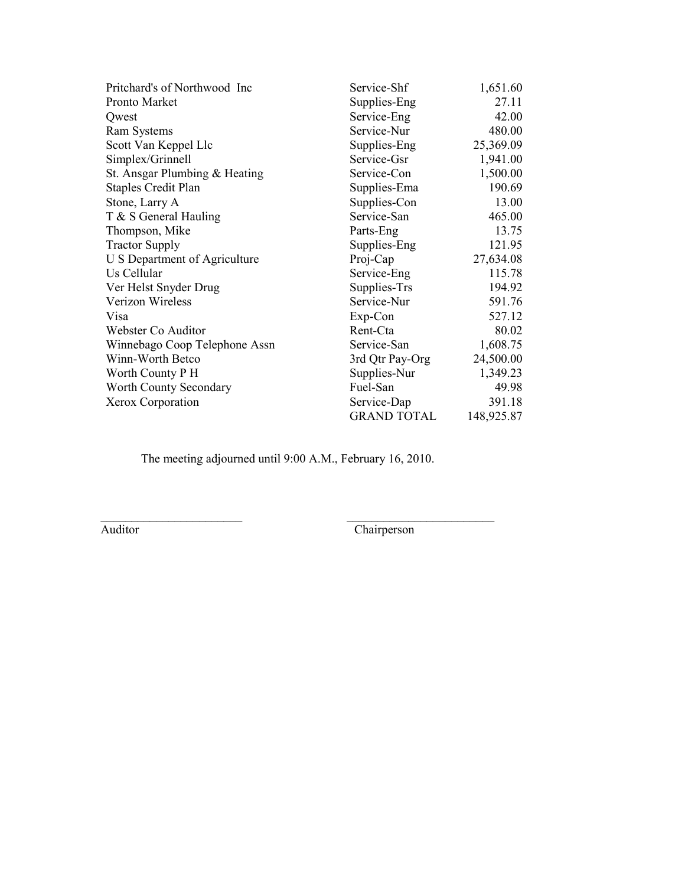| | | |
|---|---|---|
| Pritchard's of Northwood Inc | Service-Shf | 1,651.60 |
| Pronto Market | Supplies-Eng | 27.11 |
| Qwest | Service-Eng | 42.00 |
| Ram Systems | Service-Nur | 480.00 |
| Scott Van Keppel Llc | Supplies-Eng | 25,369.09 |
| Simplex/Grinnell | Service-Gsr | 1,941.00 |
| St. Ansgar Plumbing & Heating | Service-Con | 1,500.00 |
| Staples Credit Plan | Supplies-Ema | 190.69 |
| Stone, Larry A | Supplies-Con | 13.00 |
| T & S General Hauling | Service-San | 465.00 |
| Thompson, Mike | Parts-Eng | 13.75 |
| Tractor Supply | Supplies-Eng | 121.95 |
| U S Department of Agriculture | Proj-Cap | 27,634.08 |
| Us Cellular | Service-Eng | 115.78 |
| Ver Helst Snyder Drug | Supplies-Trs | 194.92 |
| Verizon Wireless | Service-Nur | 591.76 |
| Visa | Exp-Con | 527.12 |
| Webster Co Auditor | Rent-Cta | 80.02 |
| Winnebago Coop Telephone Assn | Service-San | 1,608.75 |
| Winn-Worth Betco | 3rd Qtr Pay-Org | 24,500.00 |
| Worth County P H | Supplies-Nur | 1,349.23 |
| Worth County Secondary | Fuel-San | 49.98 |
| Xerox Corporation | Service-Dap | 391.18 |
| | GRAND TOTAL | 148,925.87 |

The meeting adjourned until 9:00 A.M., February 16, 2010.

_______________________ _______________________

Auditor Chairperson